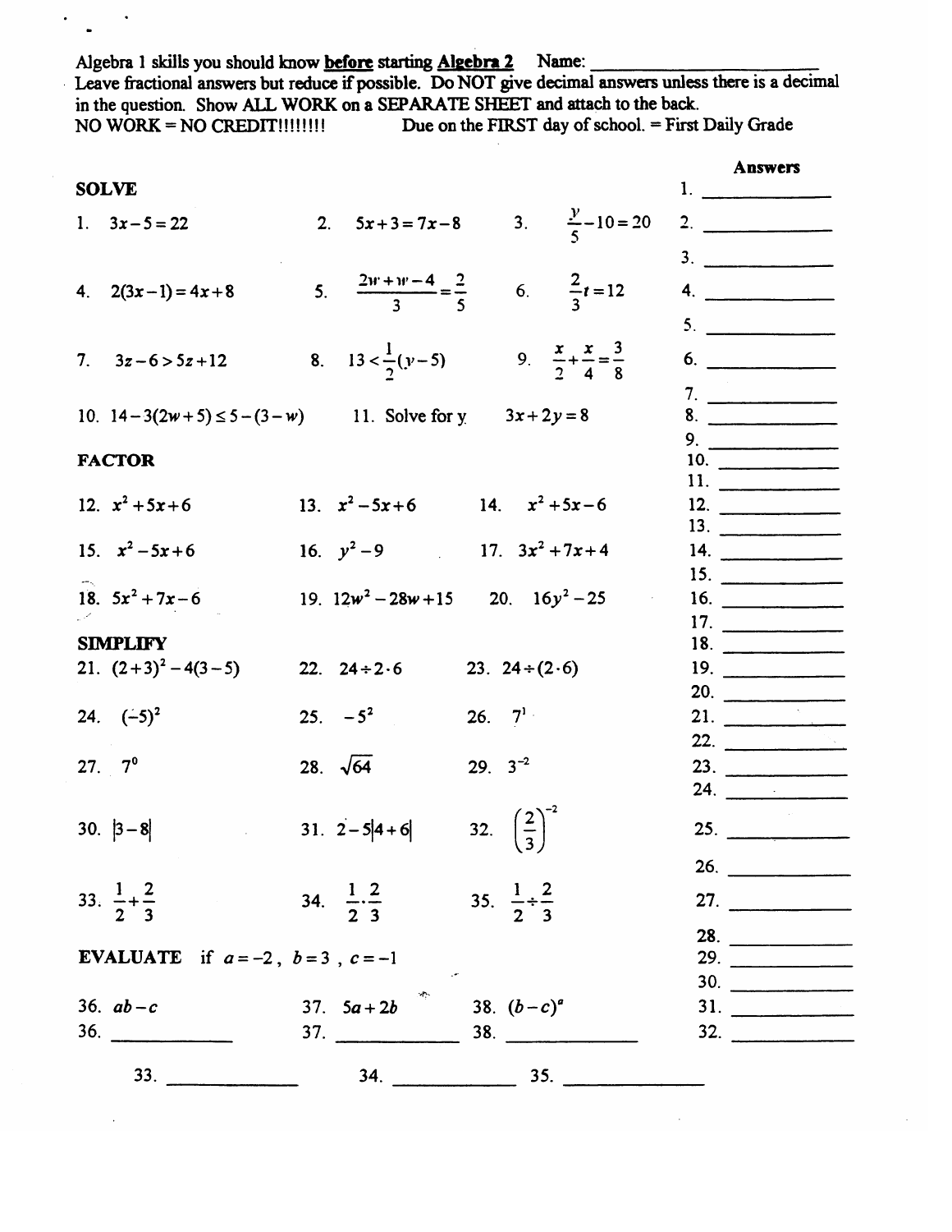Algebra 1 skills you should know **before** starting **Algebra 2** Name: ________________________

Leave fractional answers but reduce if possible. Do NOT give decimal answers unless there is a decimal in the question. Show ALL WORK on a SEPARATE SHEET and attach to the back.

NO WORK = NO CREDIT!!!!!!!! Due on the FIRST day of school. = First Daily Grade

## SOLVE

1. $3x-5=22$
2. $5x+3=7x-8$
3. $\frac{y}{5}-10=20$
4. $2(3x-1)=4x+8$
5. $\frac{2w+w-4}{3}=\frac{2}{5}$
6. $\frac{2}{3}t=12$
7. $3z-6>5z+12$
8. $13<\frac{1}{2}(y-5)$
9. $\frac{x}{2}+\frac{x}{4}=\frac{3}{8}$
10. $14-3(2w+5)\leq 5-(3-w)$
11. Solve for y $3x+2y=8$

## FACTOR

12. $x^2+5x+6$
13. $x^2-5x+6$
14. $x^2+5x-6$
15. $x^2-5x+6$
16. $y^2-9$
17. $3x^2+7x+4$
18. $5x^2+7x-6$
19. $12w^2-28w+15$
20. $16y^2-25$

## SIMPLIFY

21. $(2+3)^2-4(3-5)$
22. $24\div 2\cdot 6$
23. $24\div(2\cdot 6)$
24. $(-5)^2$
25. $-5^2$
26. $7^1$
27. $7^0$
28. $\sqrt{64}$
29. $3^{-2}$
30. $|3-8|$
31. $2-5|4+6|$
32. $\left(\frac{2}{3}\right)^{-2}$
33. $\frac{1}{2}+\frac{2}{3}$
34. $\frac{1}{2}\cdot\frac{2}{3}$
35. $\frac{1}{2}\div\frac{2}{3}$

## EVALUATE if $a=-2$, $b=3$, $c=-1$

36. $ab-c$
37. $5a+2b$
38. $(b-c)^a$

## Answers

1. ____________
2. ____________
3. ____________
4. ____________
5. ____________
6. ____________
7. ____________
8. ____________
9. ____________
10. ____________
11. ____________
12. ____________
13. ____________
14. ____________
15. ____________
16. ____________
17. ____________
18. ____________
19. ____________
20. ____________
21. ____________
22. ____________
23. ____________
24. ____________
25. ____________
26. ____________
27. ____________
28. ____________
29. ____________
30. ____________
31. ____________
32. ____________
33. ____________
34. ____________
35. ____________
36. ____________
37. ____________
38. ____________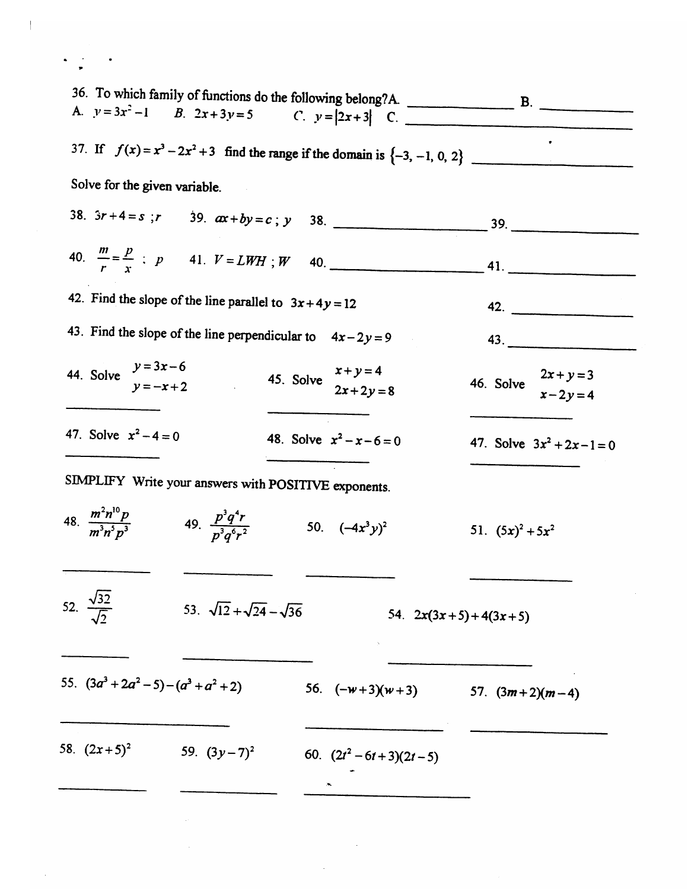36. To which family of functions do the following belong? A. ____________ B. ____________

A. $y = 3x^2 - 1$ B. $2x + 3y = 5$ C. $y = |2x + 3|$ C. ____________

37. If $f(x) = x^3 - 2x^2 + 3$ find the range if the domain is $\{-3, -1, 0, 2\}$ ____________

Solve for the given variable.

38. $3r + 4 = s$ ; $r$ 39. $ax + by = c$ ; $y$ 38. ____________ 39. ____________

40. $\dfrac{m}{r} = \dfrac{p}{x}$ ; $p$ 41. $V = LWH$ ; $W$ 40. ____________ 41. ____________

42. Find the slope of the line parallel to $3x + 4y = 12$ 42. ____________

43. Find the slope of the line perpendicular to $4x - 2y = 9$ 43. ____________

44. Solve $\begin{aligned} y &= 3x - 6 \\ y &= -x + 2 \end{aligned}$

____________

45. Solve $\begin{aligned} x + y &= 4 \\ 2x + 2y &= 8 \end{aligned}$

____________

46. Solve $\begin{aligned} 2x + y &= 3 \\ x - 2y &= 4 \end{aligned}$

____________

47. Solve $x^2 - 4 = 0$

____________

48. Solve $x^2 - x - 6 = 0$

____________

47. Solve $3x^2 + 2x - 1 = 0$

____________

SIMPLIFY Write your answers with POSITIVE exponents.

48. $\dfrac{m^2 n^{10} p}{m^3 n^5 p^3}$

____________

49. $\dfrac{p^3 q^4 r}{p^3 q^6 r^2}$

____________

50. $(-4x^3 y)^2$

____________

51. $(5x)^2 + 5x^2$

____________

52. $\dfrac{\sqrt{32}}{\sqrt{2}}$

____________

53. $\sqrt{12} + \sqrt{24} - \sqrt{36}$

____________

54. $2x(3x + 5) + 4(3x + 5)$

____________

55. $(3a^3 + 2a^2 - 5) - (a^3 + a^2 + 2)$

____________

56. $(-w + 3)(w + 3)$

____________

57. $(3m + 2)(m - 4)$

____________

58. $(2x + 5)^2$

____________

59. $(3y - 7)^2$

____________

60. $(2t^2 - 6t + 3)(2t - 5)$

____________